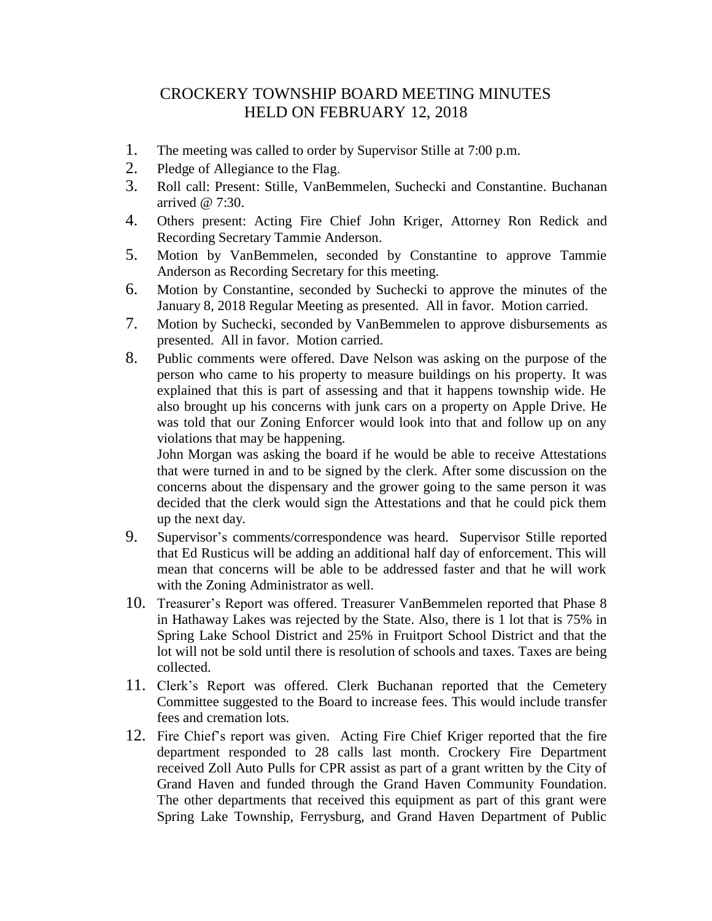# CROCKERY TOWNSHIP BOARD MEETING MINUTES
## HELD ON FEBRUARY 12, 2018

1. The meeting was called to order by Supervisor Stille at 7:00 p.m.
2. Pledge of Allegiance to the Flag.
3. Roll call: Present: Stille, VanBemmelen, Suchecki and Constantine. Buchanan arrived @ 7:30.
4. Others present: Acting Fire Chief John Kriger, Attorney Ron Redick and Recording Secretary Tammie Anderson.
5. Motion by VanBemmelen, seconded by Constantine to approve Tammie Anderson as Recording Secretary for this meeting.
6. Motion by Constantine, seconded by Suchecki to approve the minutes of the January 8, 2018 Regular Meeting as presented. All in favor. Motion carried.
7. Motion by Suchecki, seconded by VanBemmelen to approve disbursements as presented. All in favor. Motion carried.
8. Public comments were offered. Dave Nelson was asking on the purpose of the person who came to his property to measure buildings on his property. It was explained that this is part of assessing and that it happens township wide. He also brought up his concerns with junk cars on a property on Apple Drive. He was told that our Zoning Enforcer would look into that and follow up on any violations that may be happening.

   John Morgan was asking the board if he would be able to receive Attestations that were turned in and to be signed by the clerk. After some discussion on the concerns about the dispensary and the grower going to the same person it was decided that the clerk would sign the Attestations and that he could pick them up the next day.
9. Supervisor's comments/correspondence was heard. Supervisor Stille reported that Ed Rusticus will be adding an additional half day of enforcement. This will mean that concerns will be able to be addressed faster and that he will work with the Zoning Administrator as well.
10. Treasurer's Report was offered. Treasurer VanBemmelen reported that Phase 8 in Hathaway Lakes was rejected by the State. Also, there is 1 lot that is 75% in Spring Lake School District and 25% in Fruitport School District and that the lot will not be sold until there is resolution of schools and taxes. Taxes are being collected.
11. Clerk's Report was offered. Clerk Buchanan reported that the Cemetery Committee suggested to the Board to increase fees. This would include transfer fees and cremation lots.
12. Fire Chief's report was given. Acting Fire Chief Kriger reported that the fire department responded to 28 calls last month. Crockery Fire Department received Zoll Auto Pulls for CPR assist as part of a grant written by the City of Grand Haven and funded through the Grand Haven Community Foundation. The other departments that received this equipment as part of this grant were Spring Lake Township, Ferrysburg, and Grand Haven Department of Public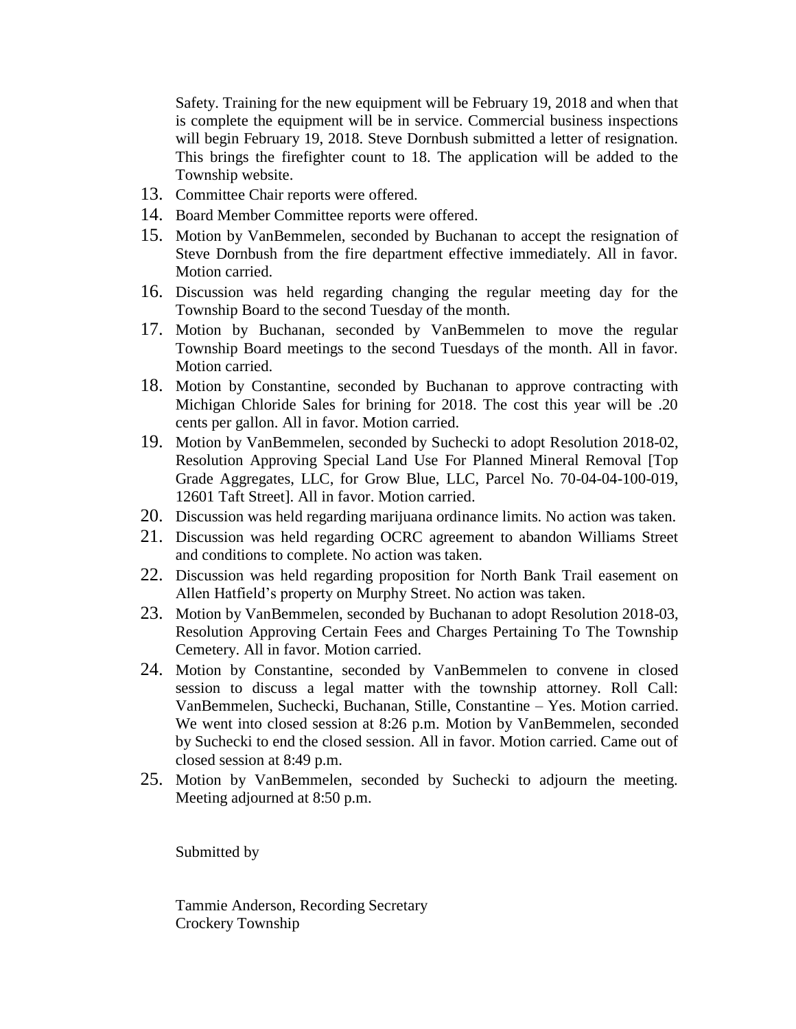Safety. Training for the new equipment will be February 19, 2018 and when that is complete the equipment will be in service. Commercial business inspections will begin February 19, 2018. Steve Dornbush submitted a letter of resignation. This brings the firefighter count to 18. The application will be added to the Township website.

13. Committee Chair reports were offered.
14. Board Member Committee reports were offered.
15. Motion by VanBemmelen, seconded by Buchanan to accept the resignation of Steve Dornbush from the fire department effective immediately. All in favor. Motion carried.
16. Discussion was held regarding changing the regular meeting day for the Township Board to the second Tuesday of the month.
17. Motion by Buchanan, seconded by VanBemmelen to move the regular Township Board meetings to the second Tuesdays of the month. All in favor. Motion carried.
18. Motion by Constantine, seconded by Buchanan to approve contracting with Michigan Chloride Sales for brining for 2018. The cost this year will be .20 cents per gallon. All in favor. Motion carried.
19. Motion by VanBemmelen, seconded by Suchecki to adopt Resolution 2018-02, Resolution Approving Special Land Use For Planned Mineral Removal [Top Grade Aggregates, LLC, for Grow Blue, LLC, Parcel No. 70-04-04-100-019, 12601 Taft Street]. All in favor. Motion carried.
20. Discussion was held regarding marijuana ordinance limits. No action was taken.
21. Discussion was held regarding OCRC agreement to abandon Williams Street and conditions to complete. No action was taken.
22. Discussion was held regarding proposition for North Bank Trail easement on Allen Hatfield's property on Murphy Street. No action was taken.
23. Motion by VanBemmelen, seconded by Buchanan to adopt Resolution 2018-03, Resolution Approving Certain Fees and Charges Pertaining To The Township Cemetery. All in favor. Motion carried.
24. Motion by Constantine, seconded by VanBemmelen to convene in closed session to discuss a legal matter with the township attorney. Roll Call: VanBemmelen, Suchecki, Buchanan, Stille, Constantine – Yes. Motion carried. We went into closed session at 8:26 p.m. Motion by VanBemmelen, seconded by Suchecki to end the closed session. All in favor. Motion carried. Came out of closed session at 8:49 p.m.
25. Motion by VanBemmelen, seconded by Suchecki to adjourn the meeting. Meeting adjourned at 8:50 p.m.

Submitted by

Tammie Anderson, Recording Secretary
Crockery Township